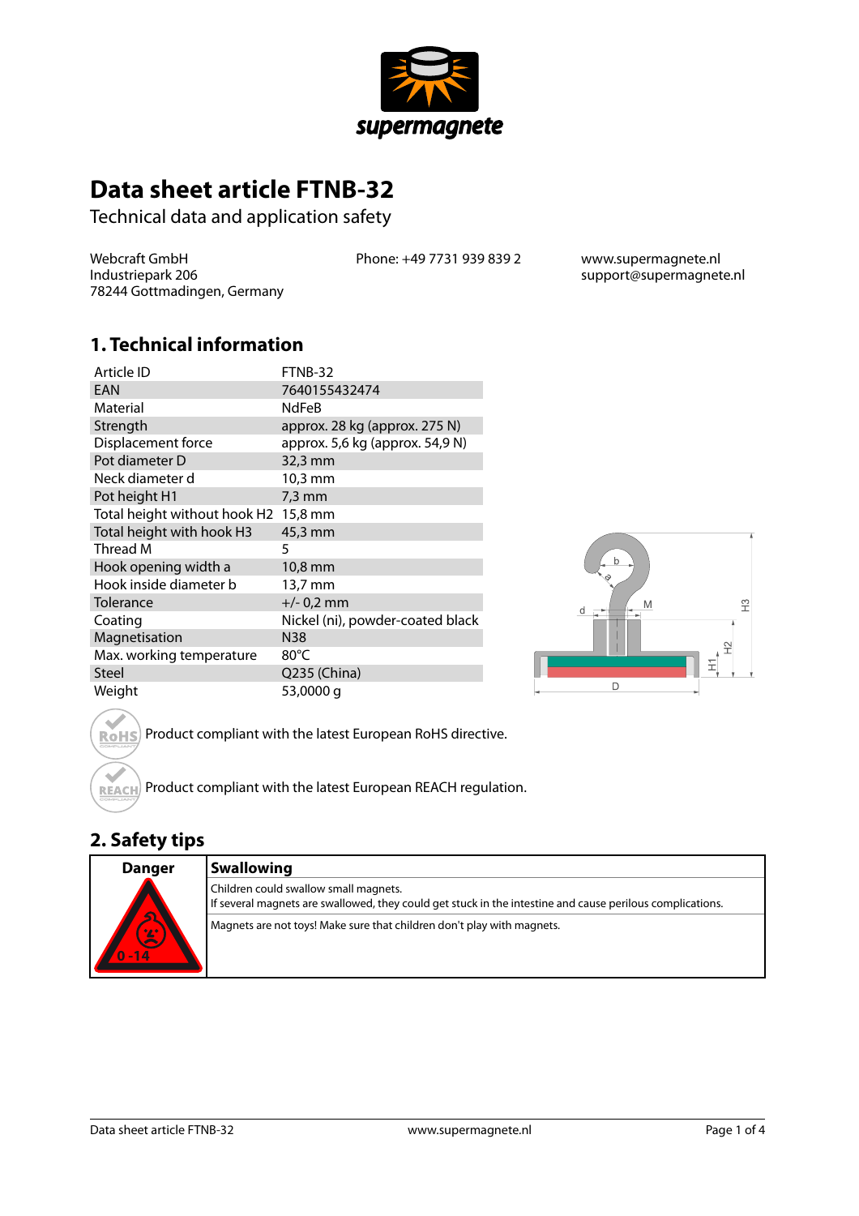supermagnete

# Data sheet article FTNB-32

Technical data and application safety

Webcraft GmbH
Industriepark 206
78244 Gottmadingen, Germany

Phone: +49 7731 939 839 2

www.supermagnete.nl
support@supermagnete.nl

## 1. Technical information

| | |
|---|---|
| Article ID | FTNB-32 |
| EAN | 7640155432474 |
| Material | NdFeB |
| Strength | approx. 28 kg (approx. 275 N) |
| Displacement force | approx. 5,6 kg (approx. 54,9 N) |
| Pot diameter D | 32,3 mm |
| Neck diameter d | 10,3 mm |
| Pot height H1 | 7,3 mm |
| Total height without hook H2 | 15,8 mm |
| Total height with hook H3 | 45,3 mm |
| Thread M | 5 |
| Hook opening width a | 10,8 mm |
| Hook inside diameter b | 13,7 mm |
| Tolerance | +/- 0,2 mm |
| Coating | Nickel (ni), powder-coated black |
| Magnetisation | N38 |
| Max. working temperature | 80°C |
| Steel | Q235 (China) |
| Weight | 53,0000 g |

Product compliant with the latest European RoHS directive.

Product compliant with the latest European REACH regulation.

## 2. Safety tips

| Danger | Swallowing |
|---|---|
| 0 - 14 | Children could swallow small magnets.<br>If several magnets are swallowed, they could get stuck in the intestine and cause perilous complications. |
| | Magnets are not toys! Make sure that children don't play with magnets. |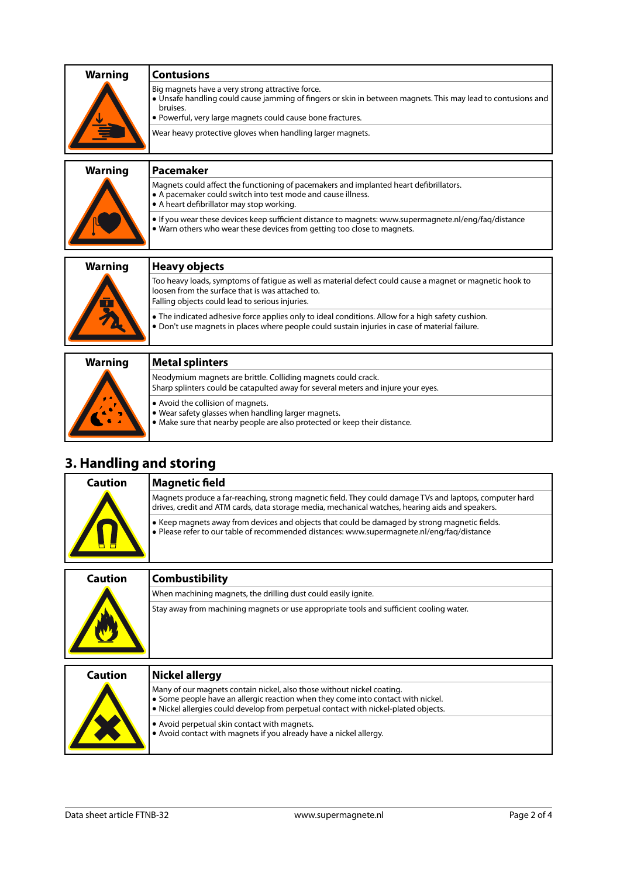| Warning | Contusions |
|---|---|
| | Big magnets have a very strong attractive force.<br>• Unsafe handling could cause jamming of fingers or skin in between magnets. This may lead to contusions and bruises.<br>• Powerful, very large magnets could cause bone fractures. |
| | Wear heavy protective gloves when handling larger magnets. |

| Warning | Pacemaker |
|---|---|
| | Magnets could affect the functioning of pacemakers and implanted heart defibrillators.<br>• A pacemaker could switch into test mode and cause illness.<br>• A heart defibrillator may stop working. |
| | • If you wear these devices keep sufficient distance to magnets: www.supermagnete.nl/eng/faq/distance<br>• Warn others who wear these devices from getting too close to magnets. |

| Warning | Heavy objects |
|---|---|
| | Too heavy loads, symptoms of fatigue as well as material defect could cause a magnet or magnetic hook to loosen from the surface that is was attached to.<br>Falling objects could lead to serious injuries. |
| | • The indicated adhesive force applies only to ideal conditions. Allow for a high safety cushion.<br>• Don't use magnets in places where people could sustain injuries in case of material failure. |

| Warning | Metal splinters |
|---|---|
| | Neodymium magnets are brittle. Colliding magnets could crack.<br>Sharp splinters could be catapulted away for several meters and injure your eyes. |
| | • Avoid the collision of magnets.<br>• Wear safety glasses when handling larger magnets.<br>• Make sure that nearby people are also protected or keep their distance. |

## 3. Handling and storing

| Caution | Magnetic field |
|---|---|
| | Magnets produce a far-reaching, strong magnetic field. They could damage TVs and laptops, computer hard drives, credit and ATM cards, data storage media, mechanical watches, hearing aids and speakers. |
| | • Keep magnets away from devices and objects that could be damaged by strong magnetic fields.<br>• Please refer to our table of recommended distances: www.supermagnete.nl/eng/faq/distance |

| Caution | Combustibility |
|---|---|
| | When machining magnets, the drilling dust could easily ignite. |
| | Stay away from machining magnets or use appropriate tools and sufficient cooling water. |

| Caution | Nickel allergy |
|---|---|
| | Many of our magnets contain nickel, also those without nickel coating.<br>• Some people have an allergic reaction when they come into contact with nickel.<br>• Nickel allergies could develop from perpetual contact with nickel-plated objects. |
| | • Avoid perpetual skin contact with magnets.<br>• Avoid contact with magnets if you already have a nickel allergy. |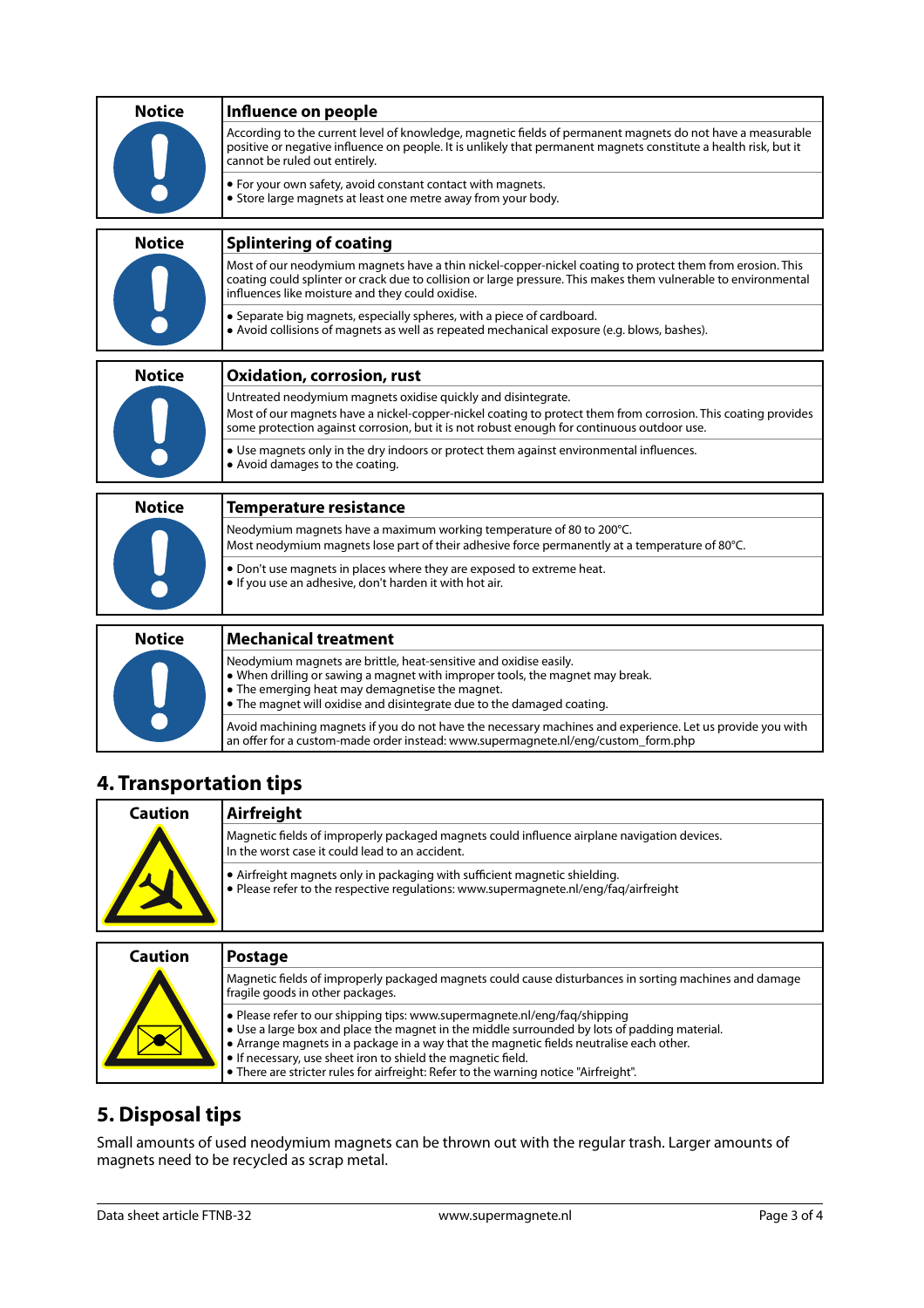| Notice | Influence on people |
|---|---|
| | According to the current level of knowledge, magnetic fields of permanent magnets do not have a measurable positive or negative influence on people. It is unlikely that permanent magnets constitute a health risk, but it cannot be ruled out entirely. |
| | • For your own safety, avoid constant contact with magnets.<br>• Store large magnets at least one metre away from your body. |

| Notice | Splintering of coating |
|---|---|
| | Most of our neodymium magnets have a thin nickel-copper-nickel coating to protect them from erosion. This coating could splinter or crack due to collision or large pressure. This makes them vulnerable to environmental influences like moisture and they could oxidise. |
| | • Separate big magnets, especially spheres, with a piece of cardboard.<br>• Avoid collisions of magnets as well as repeated mechanical exposure (e.g. blows, bashes). |

| Notice | Oxidation, corrosion, rust |
|---|---|
| | Untreated neodymium magnets oxidise quickly and disintegrate.<br>Most of our magnets have a nickel-copper-nickel coating to protect them from corrosion. This coating provides some protection against corrosion, but it is not robust enough for continuous outdoor use. |
| | • Use magnets only in the dry indoors or protect them against environmental influences.<br>• Avoid damages to the coating. |

| Notice | Temperature resistance |
|---|---|
| | Neodymium magnets have a maximum working temperature of 80 to 200°C.<br>Most neodymium magnets lose part of their adhesive force permanently at a temperature of 80°C. |
| | • Don't use magnets in places where they are exposed to extreme heat.<br>• If you use an adhesive, don't harden it with hot air. |

| Notice | Mechanical treatment |
|---|---|
| | Neodymium magnets are brittle, heat-sensitive and oxidise easily.<br>• When drilling or sawing a magnet with improper tools, the magnet may break.<br>• The emerging heat may demagnetise the magnet.<br>• The magnet will oxidise and disintegrate due to the damaged coating. |
| | Avoid machining magnets if you do not have the necessary machines and experience. Let us provide you with an offer for a custom-made order instead: www.supermagnete.nl/eng/custom_form.php |

## 4. Transportation tips

| Caution | Airfreight |
|---|---|
| | Magnetic fields of improperly packaged magnets could influence airplane navigation devices.<br>In the worst case it could lead to an accident. |
| | • Airfreight magnets only in packaging with sufficient magnetic shielding.<br>• Please refer to the respective regulations: www.supermagnete.nl/eng/faq/airfreight |

| Caution | Postage |
|---|---|
| | Magnetic fields of improperly packaged magnets could cause disturbances in sorting machines and damage fragile goods in other packages. |
| | • Please refer to our shipping tips: www.supermagnete.nl/eng/faq/shipping<br>• Use a large box and place the magnet in the middle surrounded by lots of padding material.<br>• Arrange magnets in a package in a way that the magnetic fields neutralise each other.<br>• If necessary, use sheet iron to shield the magnetic field.<br>• There are stricter rules for airfreight: Refer to the warning notice "Airfreight". |

## 5. Disposal tips

Small amounts of used neodymium magnets can be thrown out with the regular trash. Larger amounts of magnets need to be recycled as scrap metal.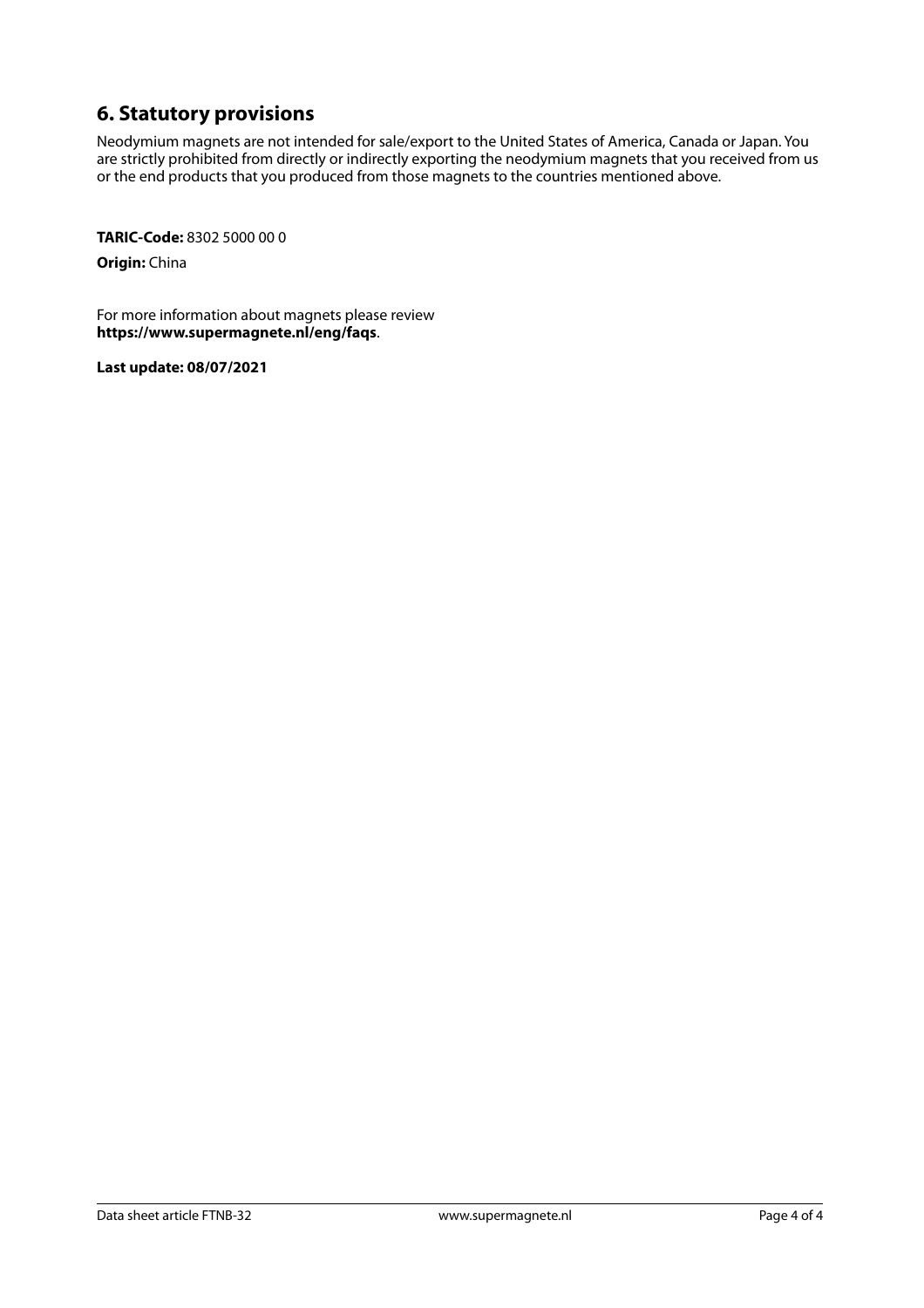## 6. Statutory provisions

Neodymium magnets are not intended for sale/export to the United States of America, Canada or Japan. You are strictly prohibited from directly or indirectly exporting the neodymium magnets that you received from us or the end products that you produced from those magnets to the countries mentioned above.

**TARIC-Code:** 8302 5000 00 0

**Origin:** China

For more information about magnets please review
**https://www.supermagnete.nl/eng/faqs**.

**Last update: 08/07/2021**